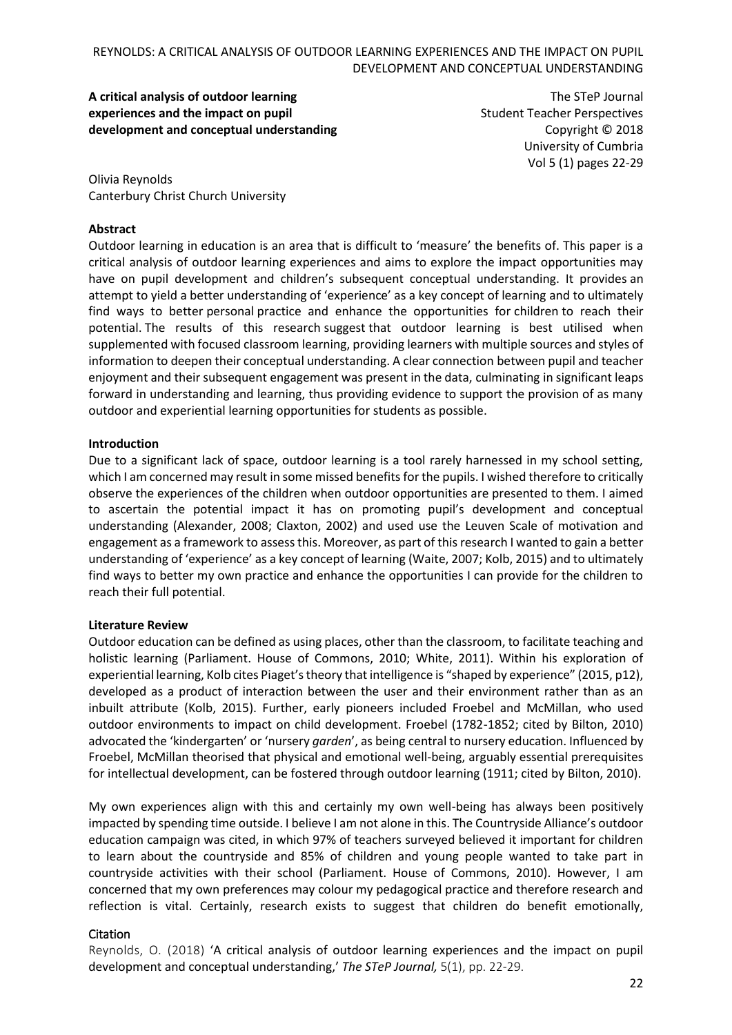**A critical analysis of outdoor learning experiences and the impact on pupil development and conceptual understanding**

The STeP Journal
Student Teacher Perspectives
Copyright © 2018
University of Cumbria
Vol 5 (1) pages 22-29

Olivia Reynolds
Canterbury Christ Church University

**Abstract**

Outdoor learning in education is an area that is difficult to 'measure' the benefits of. This paper is a critical analysis of outdoor learning experiences and aims to explore the impact opportunities may have on pupil development and children's subsequent conceptual understanding. It provides an attempt to yield a better understanding of 'experience' as a key concept of learning and to ultimately find ways to better personal practice and enhance the opportunities for children to reach their potential. The results of this research suggest that outdoor learning is best utilised when supplemented with focused classroom learning, providing learners with multiple sources and styles of information to deepen their conceptual understanding. A clear connection between pupil and teacher enjoyment and their subsequent engagement was present in the data, culminating in significant leaps forward in understanding and learning, thus providing evidence to support the provision of as many outdoor and experiential learning opportunities for students as possible.

**Introduction**

Due to a significant lack of space, outdoor learning is a tool rarely harnessed in my school setting, which I am concerned may result in some missed benefits for the pupils. I wished therefore to critically observe the experiences of the children when outdoor opportunities are presented to them. I aimed to ascertain the potential impact it has on promoting pupil's development and conceptual understanding (Alexander, 2008; Claxton, 2002) and used use the Leuven Scale of motivation and engagement as a framework to assess this. Moreover, as part of this research I wanted to gain a better understanding of 'experience' as a key concept of learning (Waite, 2007; Kolb, 2015) and to ultimately find ways to better my own practice and enhance the opportunities I can provide for the children to reach their full potential.

**Literature Review**

Outdoor education can be defined as using places, other than the classroom, to facilitate teaching and holistic learning (Parliament. House of Commons, 2010; White, 2011). Within his exploration of experiential learning, Kolb cites Piaget's theory that intelligence is "shaped by experience" (2015, p12), developed as a product of interaction between the user and their environment rather than as an inbuilt attribute (Kolb, 2015). Further, early pioneers included Froebel and McMillan, who used outdoor environments to impact on child development. Froebel (1782-1852; cited by Bilton, 2010) advocated the 'kindergarten' or 'nursery *garden*', as being central to nursery education. Influenced by Froebel, McMillan theorised that physical and emotional well-being, arguably essential prerequisites for intellectual development, can be fostered through outdoor learning (1911; cited by Bilton, 2010).

My own experiences align with this and certainly my own well-being has always been positively impacted by spending time outside. I believe I am not alone in this. The Countryside Alliance's outdoor education campaign was cited, in which 97% of teachers surveyed believed it important for children to learn about the countryside and 85% of children and young people wanted to take part in countryside activities with their school (Parliament. House of Commons, 2010). However, I am concerned that my own preferences may colour my pedagogical practice and therefore research and reflection is vital. Certainly, research exists to suggest that children do benefit emotionally,

**Citation**

Reynolds, O. (2018) 'A critical analysis of outdoor learning experiences and the impact on pupil development and conceptual understanding,' *The STeP Journal,* 5(1), pp. 22-29.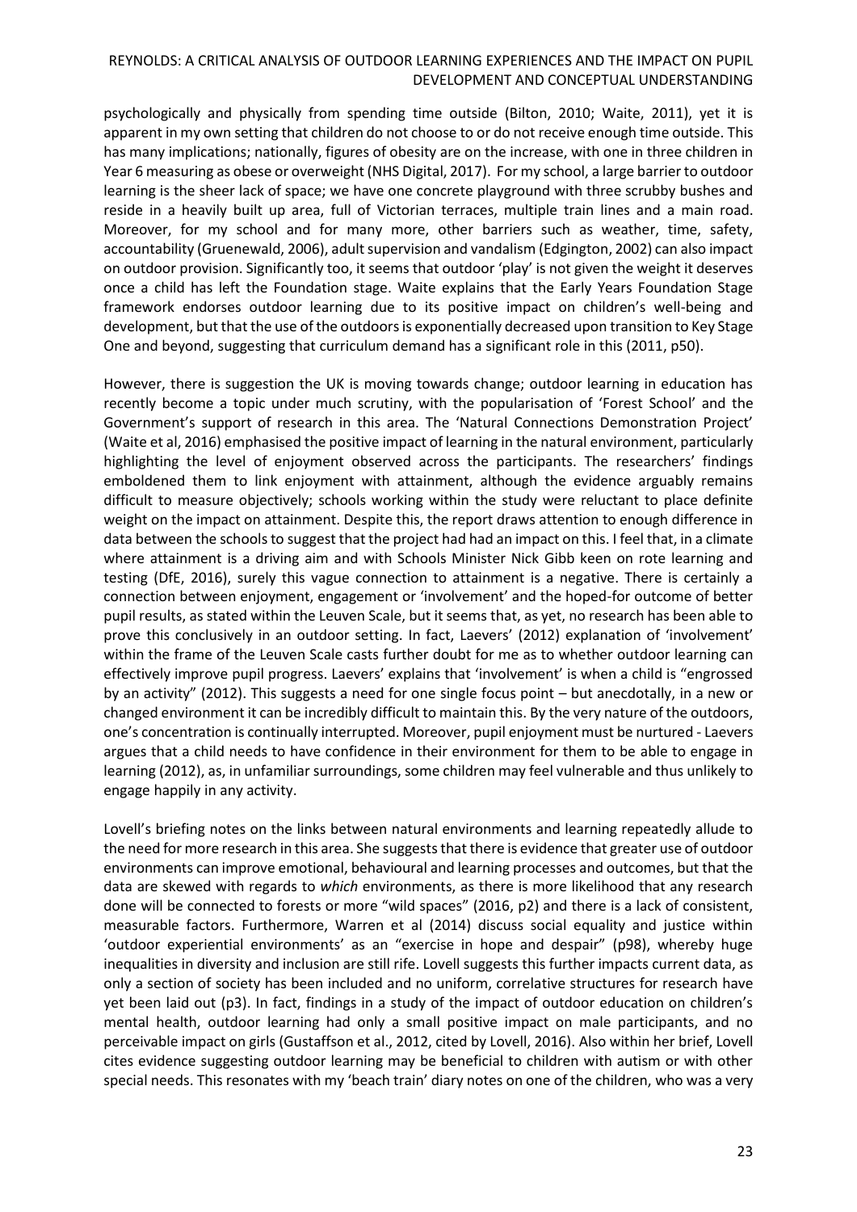psychologically and physically from spending time outside (Bilton, 2010; Waite, 2011), yet it is apparent in my own setting that children do not choose to or do not receive enough time outside. This has many implications; nationally, figures of obesity are on the increase, with one in three children in Year 6 measuring as obese or overweight (NHS Digital, 2017). For my school, a large barrier to outdoor learning is the sheer lack of space; we have one concrete playground with three scrubby bushes and reside in a heavily built up area, full of Victorian terraces, multiple train lines and a main road. Moreover, for my school and for many more, other barriers such as weather, time, safety, accountability (Gruenewald, 2006), adult supervision and vandalism (Edgington, 2002) can also impact on outdoor provision. Significantly too, it seems that outdoor 'play' is not given the weight it deserves once a child has left the Foundation stage. Waite explains that the Early Years Foundation Stage framework endorses outdoor learning due to its positive impact on children's well-being and development, but that the use of the outdoors is exponentially decreased upon transition to Key Stage One and beyond, suggesting that curriculum demand has a significant role in this (2011, p50).

However, there is suggestion the UK is moving towards change; outdoor learning in education has recently become a topic under much scrutiny, with the popularisation of 'Forest School' and the Government's support of research in this area. The 'Natural Connections Demonstration Project' (Waite et al, 2016) emphasised the positive impact of learning in the natural environment, particularly highlighting the level of enjoyment observed across the participants. The researchers' findings emboldened them to link enjoyment with attainment, although the evidence arguably remains difficult to measure objectively; schools working within the study were reluctant to place definite weight on the impact on attainment. Despite this, the report draws attention to enough difference in data between the schools to suggest that the project had had an impact on this. I feel that, in a climate where attainment is a driving aim and with Schools Minister Nick Gibb keen on rote learning and testing (DfE, 2016), surely this vague connection to attainment is a negative. There is certainly a connection between enjoyment, engagement or 'involvement' and the hoped-for outcome of better pupil results, as stated within the Leuven Scale, but it seems that, as yet, no research has been able to prove this conclusively in an outdoor setting. In fact, Laevers' (2012) explanation of 'involvement' within the frame of the Leuven Scale casts further doubt for me as to whether outdoor learning can effectively improve pupil progress. Laevers' explains that 'involvement' is when a child is "engrossed by an activity" (2012). This suggests a need for one single focus point – but anecdotally, in a new or changed environment it can be incredibly difficult to maintain this. By the very nature of the outdoors, one's concentration is continually interrupted. Moreover, pupil enjoyment must be nurtured - Laevers argues that a child needs to have confidence in their environment for them to be able to engage in learning (2012), as, in unfamiliar surroundings, some children may feel vulnerable and thus unlikely to engage happily in any activity.

Lovell's briefing notes on the links between natural environments and learning repeatedly allude to the need for more research in this area. She suggests that there is evidence that greater use of outdoor environments can improve emotional, behavioural and learning processes and outcomes, but that the data are skewed with regards to *which* environments, as there is more likelihood that any research done will be connected to forests or more "wild spaces" (2016, p2) and there is a lack of consistent, measurable factors. Furthermore, Warren et al (2014) discuss social equality and justice within 'outdoor experiential environments' as an "exercise in hope and despair" (p98), whereby huge inequalities in diversity and inclusion are still rife. Lovell suggests this further impacts current data, as only a section of society has been included and no uniform, correlative structures for research have yet been laid out (p3). In fact, findings in a study of the impact of outdoor education on children's mental health, outdoor learning had only a small positive impact on male participants, and no perceivable impact on girls (Gustaffson et al., 2012, cited by Lovell, 2016). Also within her brief, Lovell cites evidence suggesting outdoor learning may be beneficial to children with autism or with other special needs. This resonates with my 'beach train' diary notes on one of the children, who was a very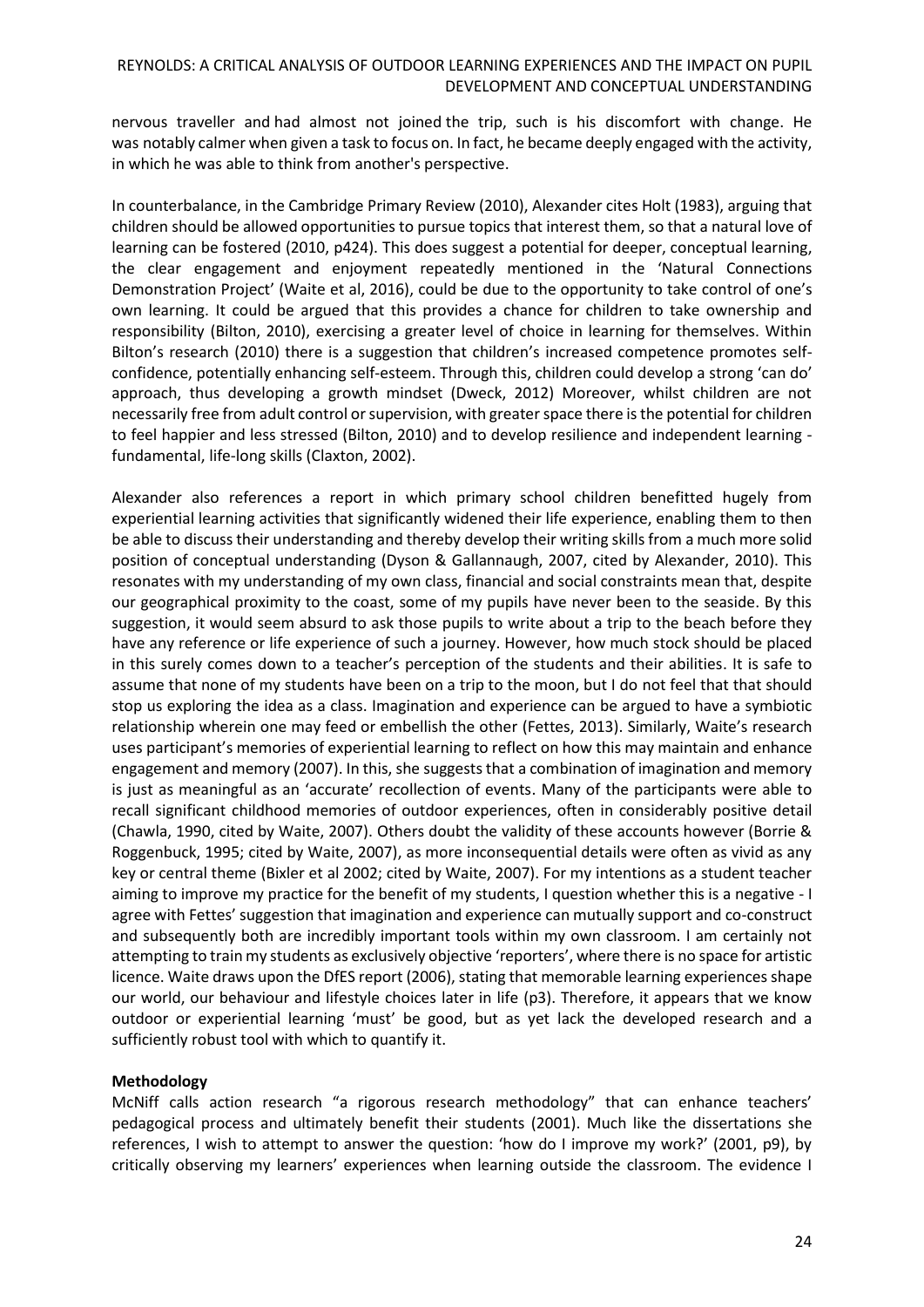nervous traveller and had almost not joined the trip, such is his discomfort with change. He was notably calmer when given a task to focus on. In fact, he became deeply engaged with the activity, in which he was able to think from another's perspective.

In counterbalance, in the Cambridge Primary Review (2010), Alexander cites Holt (1983), arguing that children should be allowed opportunities to pursue topics that interest them, so that a natural love of learning can be fostered (2010, p424). This does suggest a potential for deeper, conceptual learning, the clear engagement and enjoyment repeatedly mentioned in the 'Natural Connections Demonstration Project' (Waite et al, 2016), could be due to the opportunity to take control of one's own learning. It could be argued that this provides a chance for children to take ownership and responsibility (Bilton, 2010), exercising a greater level of choice in learning for themselves. Within Bilton's research (2010) there is a suggestion that children's increased competence promotes self-confidence, potentially enhancing self-esteem. Through this, children could develop a strong 'can do' approach, thus developing a growth mindset (Dweck, 2012) Moreover, whilst children are not necessarily free from adult control or supervision, with greater space there is the potential for children to feel happier and less stressed (Bilton, 2010) and to develop resilience and independent learning - fundamental, life-long skills (Claxton, 2002).

Alexander also references a report in which primary school children benefitted hugely from experiential learning activities that significantly widened their life experience, enabling them to then be able to discuss their understanding and thereby develop their writing skills from a much more solid position of conceptual understanding (Dyson & Gallannaugh, 2007, cited by Alexander, 2010). This resonates with my understanding of my own class, financial and social constraints mean that, despite our geographical proximity to the coast, some of my pupils have never been to the seaside. By this suggestion, it would seem absurd to ask those pupils to write about a trip to the beach before they have any reference or life experience of such a journey. However, how much stock should be placed in this surely comes down to a teacher's perception of the students and their abilities. It is safe to assume that none of my students have been on a trip to the moon, but I do not feel that that should stop us exploring the idea as a class. Imagination and experience can be argued to have a symbiotic relationship wherein one may feed or embellish the other (Fettes, 2013). Similarly, Waite's research uses participant's memories of experiential learning to reflect on how this may maintain and enhance engagement and memory (2007). In this, she suggests that a combination of imagination and memory is just as meaningful as an 'accurate' recollection of events. Many of the participants were able to recall significant childhood memories of outdoor experiences, often in considerably positive detail (Chawla, 1990, cited by Waite, 2007). Others doubt the validity of these accounts however (Borrie & Roggenbuck, 1995; cited by Waite, 2007), as more inconsequential details were often as vivid as any key or central theme (Bixler et al 2002; cited by Waite, 2007). For my intentions as a student teacher aiming to improve my practice for the benefit of my students, I question whether this is a negative - I agree with Fettes' suggestion that imagination and experience can mutually support and co-construct and subsequently both are incredibly important tools within my own classroom. I am certainly not attempting to train my students as exclusively objective 'reporters', where there is no space for artistic licence. Waite draws upon the DfES report (2006), stating that memorable learning experiences shape our world, our behaviour and lifestyle choices later in life (p3). Therefore, it appears that we know outdoor or experiential learning 'must' be good, but as yet lack the developed research and a sufficiently robust tool with which to quantify it.

**Methodology**

McNiff calls action research "a rigorous research methodology" that can enhance teachers' pedagogical process and ultimately benefit their students (2001). Much like the dissertations she references, I wish to attempt to answer the question: 'how do I improve my work?' (2001, p9), by critically observing my learners' experiences when learning outside the classroom. The evidence I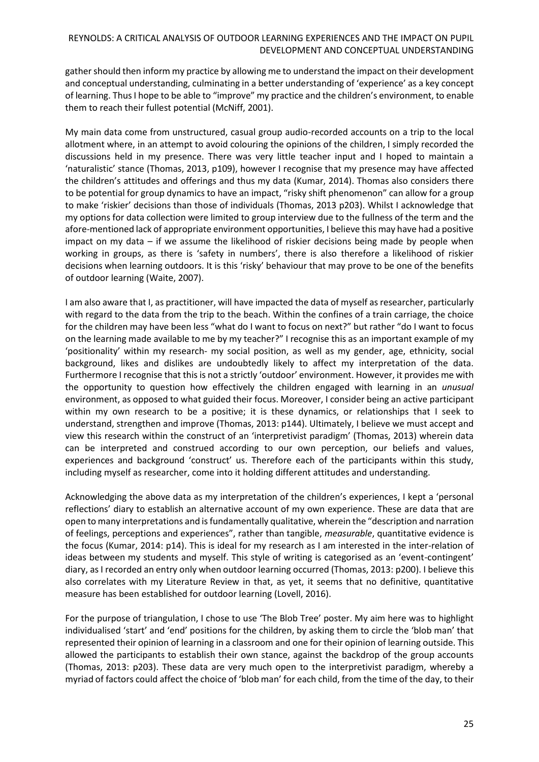gather should then inform my practice by allowing me to understand the impact on their development and conceptual understanding, culminating in a better understanding of 'experience' as a key concept of learning. Thus I hope to be able to "improve" my practice and the children's environment, to enable them to reach their fullest potential (McNiff, 2001).

My main data come from unstructured, casual group audio-recorded accounts on a trip to the local allotment where, in an attempt to avoid colouring the opinions of the children, I simply recorded the discussions held in my presence. There was very little teacher input and I hoped to maintain a 'naturalistic' stance (Thomas, 2013, p109), however I recognise that my presence may have affected the children's attitudes and offerings and thus my data (Kumar, 2014). Thomas also considers there to be potential for group dynamics to have an impact, "risky shift phenomenon" can allow for a group to make 'riskier' decisions than those of individuals (Thomas, 2013 p203). Whilst I acknowledge that my options for data collection were limited to group interview due to the fullness of the term and the afore-mentioned lack of appropriate environment opportunities, I believe this may have had a positive impact on my data – if we assume the likelihood of riskier decisions being made by people when working in groups, as there is 'safety in numbers', there is also therefore a likelihood of riskier decisions when learning outdoors. It is this 'risky' behaviour that may prove to be one of the benefits of outdoor learning (Waite, 2007).

I am also aware that I, as practitioner, will have impacted the data of myself as researcher, particularly with regard to the data from the trip to the beach. Within the confines of a train carriage, the choice for the children may have been less "what do I want to focus on next?" but rather "do I want to focus on the learning made available to me by my teacher?" I recognise this as an important example of my 'positionality' within my research- my social position, as well as my gender, age, ethnicity, social background, likes and dislikes are undoubtedly likely to affect my interpretation of the data. Furthermore I recognise that this is not a strictly 'outdoor' environment. However, it provides me with the opportunity to question how effectively the children engaged with learning in an *unusual* environment, as opposed to what guided their focus. Moreover, I consider being an active participant within my own research to be a positive; it is these dynamics, or relationships that I seek to understand, strengthen and improve (Thomas, 2013: p144). Ultimately, I believe we must accept and view this research within the construct of an 'interpretivist paradigm' (Thomas, 2013) wherein data can be interpreted and construed according to our own perception, our beliefs and values, experiences and background 'construct' us. Therefore each of the participants within this study, including myself as researcher, come into it holding different attitudes and understanding.

Acknowledging the above data as my interpretation of the children's experiences, I kept a 'personal reflections' diary to establish an alternative account of my own experience. These are data that are open to many interpretations and is fundamentally qualitative, wherein the "description and narration of feelings, perceptions and experiences", rather than tangible, *measurable*, quantitative evidence is the focus (Kumar, 2014: p14). This is ideal for my research as I am interested in the inter-relation of ideas between my students and myself. This style of writing is categorised as an 'event-contingent' diary, as I recorded an entry only when outdoor learning occurred (Thomas, 2013: p200). I believe this also correlates with my Literature Review in that, as yet, it seems that no definitive, quantitative measure has been established for outdoor learning (Lovell, 2016).

For the purpose of triangulation, I chose to use 'The Blob Tree' poster. My aim here was to highlight individualised 'start' and 'end' positions for the children, by asking them to circle the 'blob man' that represented their opinion of learning in a classroom and one for their opinion of learning outside. This allowed the participants to establish their own stance, against the backdrop of the group accounts (Thomas, 2013: p203). These data are very much open to the interpretivist paradigm, whereby a myriad of factors could affect the choice of 'blob man' for each child, from the time of the day, to their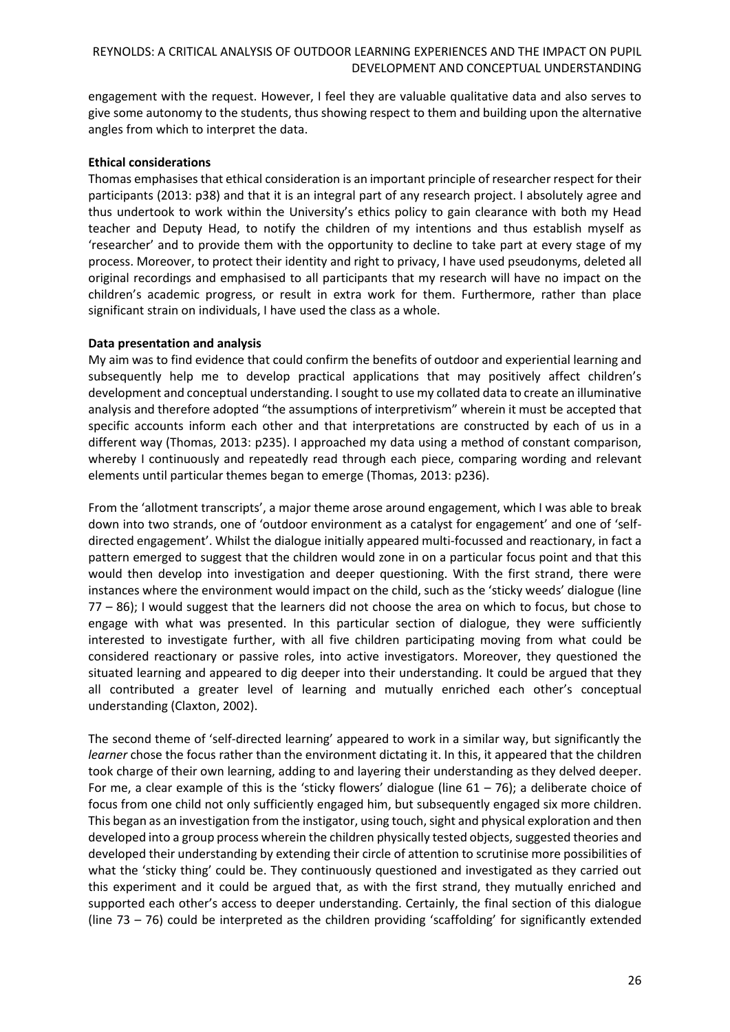engagement with the request. However, I feel they are valuable qualitative data and also serves to give some autonomy to the students, thus showing respect to them and building upon the alternative angles from which to interpret the data.

**Ethical considerations**

Thomas emphasises that ethical consideration is an important principle of researcher respect for their participants (2013: p38) and that it is an integral part of any research project. I absolutely agree and thus undertook to work within the University's ethics policy to gain clearance with both my Head teacher and Deputy Head, to notify the children of my intentions and thus establish myself as 'researcher' and to provide them with the opportunity to decline to take part at every stage of my process. Moreover, to protect their identity and right to privacy, I have used pseudonyms, deleted all original recordings and emphasised to all participants that my research will have no impact on the children's academic progress, or result in extra work for them. Furthermore, rather than place significant strain on individuals, I have used the class as a whole.

**Data presentation and analysis**

My aim was to find evidence that could confirm the benefits of outdoor and experiential learning and subsequently help me to develop practical applications that may positively affect children's development and conceptual understanding. I sought to use my collated data to create an illuminative analysis and therefore adopted "the assumptions of interpretivism" wherein it must be accepted that specific accounts inform each other and that interpretations are constructed by each of us in a different way (Thomas, 2013: p235). I approached my data using a method of constant comparison, whereby I continuously and repeatedly read through each piece, comparing wording and relevant elements until particular themes began to emerge (Thomas, 2013: p236).

From the 'allotment transcripts', a major theme arose around engagement, which I was able to break down into two strands, one of 'outdoor environment as a catalyst for engagement' and one of 'self-directed engagement'. Whilst the dialogue initially appeared multi-focussed and reactionary, in fact a pattern emerged to suggest that the children would zone in on a particular focus point and that this would then develop into investigation and deeper questioning. With the first strand, there were instances where the environment would impact on the child, such as the 'sticky weeds' dialogue (line 77 – 86); I would suggest that the learners did not choose the area on which to focus, but chose to engage with what was presented. In this particular section of dialogue, they were sufficiently interested to investigate further, with all five children participating moving from what could be considered reactionary or passive roles, into active investigators. Moreover, they questioned the situated learning and appeared to dig deeper into their understanding. It could be argued that they all contributed a greater level of learning and mutually enriched each other's conceptual understanding (Claxton, 2002).

The second theme of 'self-directed learning' appeared to work in a similar way, but significantly the *learner* chose the focus rather than the environment dictating it. In this, it appeared that the children took charge of their own learning, adding to and layering their understanding as they delved deeper. For me, a clear example of this is the 'sticky flowers' dialogue (line 61 – 76); a deliberate choice of focus from one child not only sufficiently engaged him, but subsequently engaged six more children. This began as an investigation from the instigator, using touch, sight and physical exploration and then developed into a group process wherein the children physically tested objects, suggested theories and developed their understanding by extending their circle of attention to scrutinise more possibilities of what the 'sticky thing' could be. They continuously questioned and investigated as they carried out this experiment and it could be argued that, as with the first strand, they mutually enriched and supported each other's access to deeper understanding. Certainly, the final section of this dialogue (line 73 – 76) could be interpreted as the children providing 'scaffolding' for significantly extended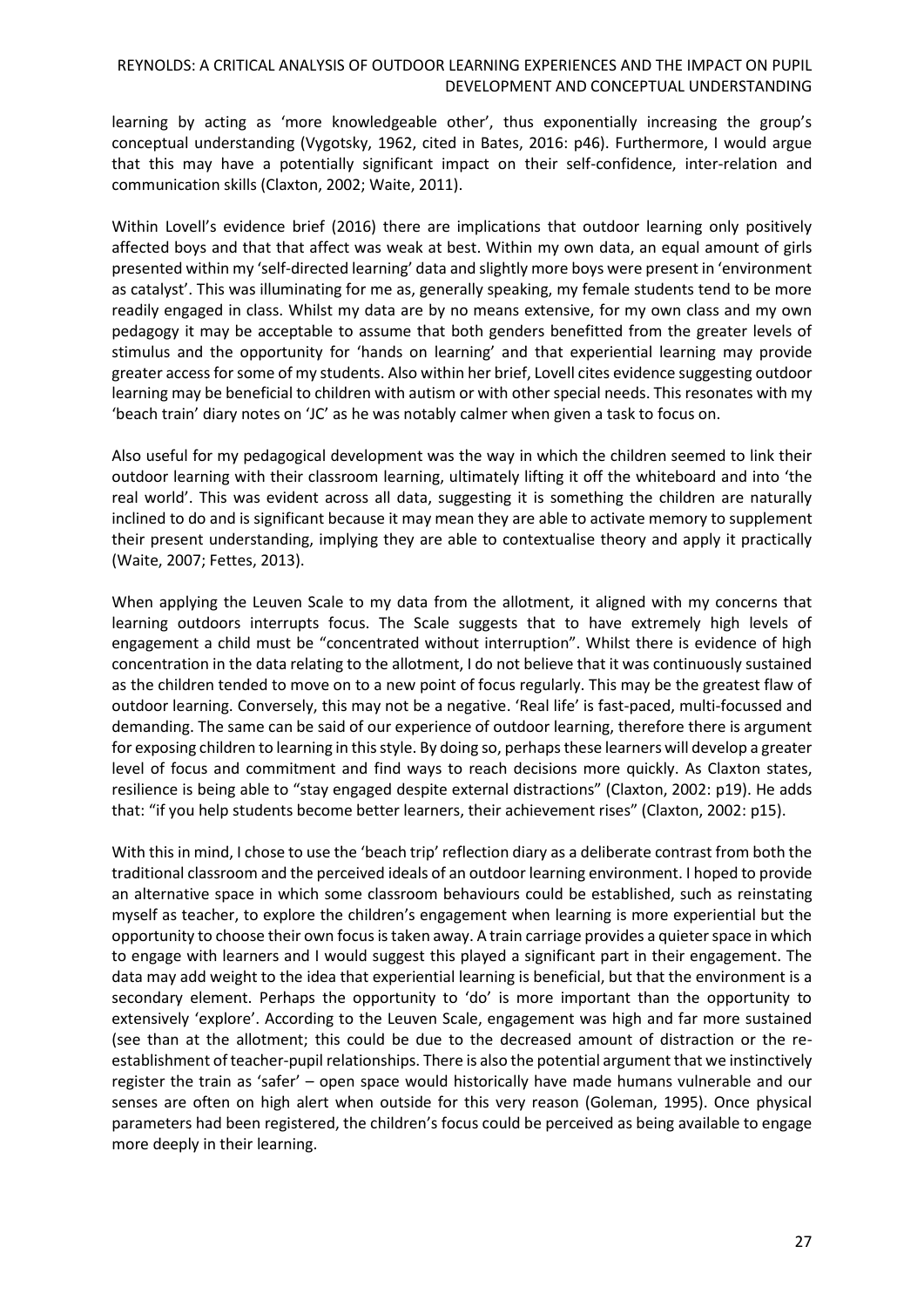learning by acting as 'more knowledgeable other', thus exponentially increasing the group's conceptual understanding (Vygotsky, 1962, cited in Bates, 2016: p46). Furthermore, I would argue that this may have a potentially significant impact on their self-confidence, inter-relation and communication skills (Claxton, 2002; Waite, 2011).

Within Lovell's evidence brief (2016) there are implications that outdoor learning only positively affected boys and that that affect was weak at best. Within my own data, an equal amount of girls presented within my 'self-directed learning' data and slightly more boys were present in 'environment as catalyst'. This was illuminating for me as, generally speaking, my female students tend to be more readily engaged in class. Whilst my data are by no means extensive, for my own class and my own pedagogy it may be acceptable to assume that both genders benefitted from the greater levels of stimulus and the opportunity for 'hands on learning' and that experiential learning may provide greater access for some of my students. Also within her brief, Lovell cites evidence suggesting outdoor learning may be beneficial to children with autism or with other special needs. This resonates with my 'beach train' diary notes on 'JC' as he was notably calmer when given a task to focus on.

Also useful for my pedagogical development was the way in which the children seemed to link their outdoor learning with their classroom learning, ultimately lifting it off the whiteboard and into 'the real world'. This was evident across all data, suggesting it is something the children are naturally inclined to do and is significant because it may mean they are able to activate memory to supplement their present understanding, implying they are able to contextualise theory and apply it practically (Waite, 2007; Fettes, 2013).

When applying the Leuven Scale to my data from the allotment, it aligned with my concerns that learning outdoors interrupts focus. The Scale suggests that to have extremely high levels of engagement a child must be "concentrated without interruption". Whilst there is evidence of high concentration in the data relating to the allotment, I do not believe that it was continuously sustained as the children tended to move on to a new point of focus regularly. This may be the greatest flaw of outdoor learning. Conversely, this may not be a negative. 'Real life' is fast-paced, multi-focussed and demanding. The same can be said of our experience of outdoor learning, therefore there is argument for exposing children to learning in this style. By doing so, perhaps these learners will develop a greater level of focus and commitment and find ways to reach decisions more quickly. As Claxton states, resilience is being able to "stay engaged despite external distractions" (Claxton, 2002: p19). He adds that: "if you help students become better learners, their achievement rises" (Claxton, 2002: p15).

With this in mind, I chose to use the 'beach trip' reflection diary as a deliberate contrast from both the traditional classroom and the perceived ideals of an outdoor learning environment. I hoped to provide an alternative space in which some classroom behaviours could be established, such as reinstating myself as teacher, to explore the children's engagement when learning is more experiential but the opportunity to choose their own focus is taken away. A train carriage provides a quieter space in which to engage with learners and I would suggest this played a significant part in their engagement. The data may add weight to the idea that experiential learning is beneficial, but that the environment is a secondary element. Perhaps the opportunity to 'do' is more important than the opportunity to extensively 'explore'. According to the Leuven Scale, engagement was high and far more sustained (see than at the allotment; this could be due to the decreased amount of distraction or the re-establishment of teacher-pupil relationships. There is also the potential argument that we instinctively register the train as 'safer' – open space would historically have made humans vulnerable and our senses are often on high alert when outside for this very reason (Goleman, 1995). Once physical parameters had been registered, the children's focus could be perceived as being available to engage more deeply in their learning.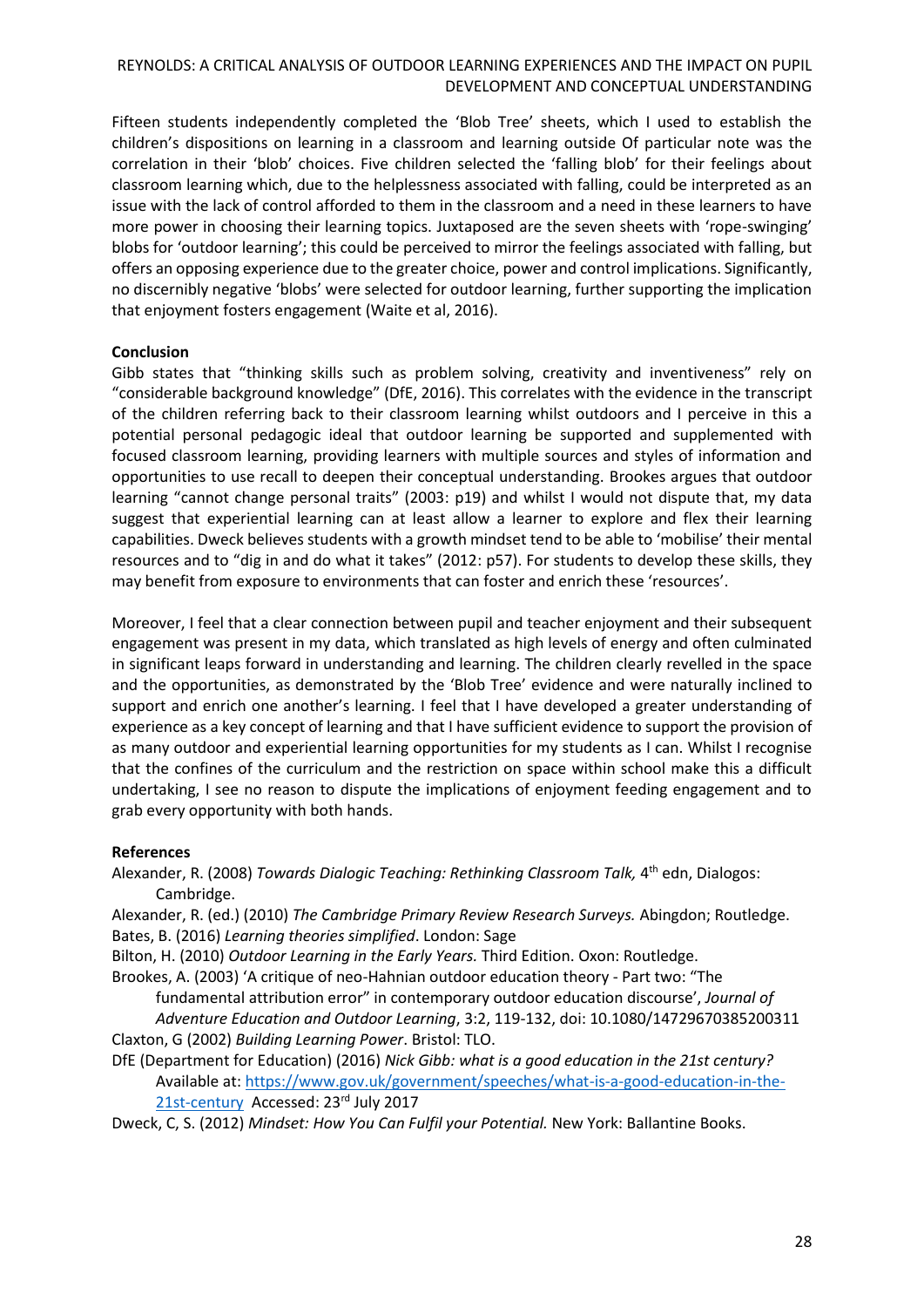Fifteen students independently completed the 'Blob Tree' sheets, which I used to establish the children's dispositions on learning in a classroom and learning outside Of particular note was the correlation in their 'blob' choices. Five children selected the 'falling blob' for their feelings about classroom learning which, due to the helplessness associated with falling, could be interpreted as an issue with the lack of control afforded to them in the classroom and a need in these learners to have more power in choosing their learning topics. Juxtaposed are the seven sheets with 'rope-swinging' blobs for 'outdoor learning'; this could be perceived to mirror the feelings associated with falling, but offers an opposing experience due to the greater choice, power and control implications. Significantly, no discernibly negative 'blobs' were selected for outdoor learning, further supporting the implication that enjoyment fosters engagement (Waite et al, 2016).

**Conclusion**

Gibb states that "thinking skills such as problem solving, creativity and inventiveness" rely on "considerable background knowledge" (DfE, 2016). This correlates with the evidence in the transcript of the children referring back to their classroom learning whilst outdoors and I perceive in this a potential personal pedagogic ideal that outdoor learning be supported and supplemented with focused classroom learning, providing learners with multiple sources and styles of information and opportunities to use recall to deepen their conceptual understanding. Brookes argues that outdoor learning "cannot change personal traits" (2003: p19) and whilst I would not dispute that, my data suggest that experiential learning can at least allow a learner to explore and flex their learning capabilities. Dweck believes students with a growth mindset tend to be able to 'mobilise' their mental resources and to "dig in and do what it takes" (2012: p57). For students to develop these skills, they may benefit from exposure to environments that can foster and enrich these 'resources'.

Moreover, I feel that a clear connection between pupil and teacher enjoyment and their subsequent engagement was present in my data, which translated as high levels of energy and often culminated in significant leaps forward in understanding and learning. The children clearly revelled in the space and the opportunities, as demonstrated by the 'Blob Tree' evidence and were naturally inclined to support and enrich one another's learning. I feel that I have developed a greater understanding of experience as a key concept of learning and that I have sufficient evidence to support the provision of as many outdoor and experiential learning opportunities for my students as I can. Whilst I recognise that the confines of the curriculum and the restriction on space within school make this a difficult undertaking, I see no reason to dispute the implications of enjoyment feeding engagement and to grab every opportunity with both hands.

**References**

Alexander, R. (2008) *Towards Dialogic Teaching: Rethinking Classroom Talk,* 4th edn, Dialogos: Cambridge.

Alexander, R. (ed.) (2010) *The Cambridge Primary Review Research Surveys.* Abingdon; Routledge.

Bates, B. (2016) *Learning theories simplified*. London: Sage

Bilton, H. (2010) *Outdoor Learning in the Early Years.* Third Edition. Oxon: Routledge.

Brookes, A. (2003) 'A critique of neo-Hahnian outdoor education theory - Part two: "The fundamental attribution error" in contemporary outdoor education discourse', *Journal of Adventure Education and Outdoor Learning*, 3:2, 119-132, doi: 10.1080/14729670385200311

Claxton, G (2002) *Building Learning Power*. Bristol: TLO.

DfE (Department for Education) (2016) *Nick Gibb: what is a good education in the 21st century?* Available at: https://www.gov.uk/government/speeches/what-is-a-good-education-in-the-21st-century Accessed: 23rd July 2017

Dweck, C, S. (2012) *Mindset: How You Can Fulfil your Potential.* New York: Ballantine Books.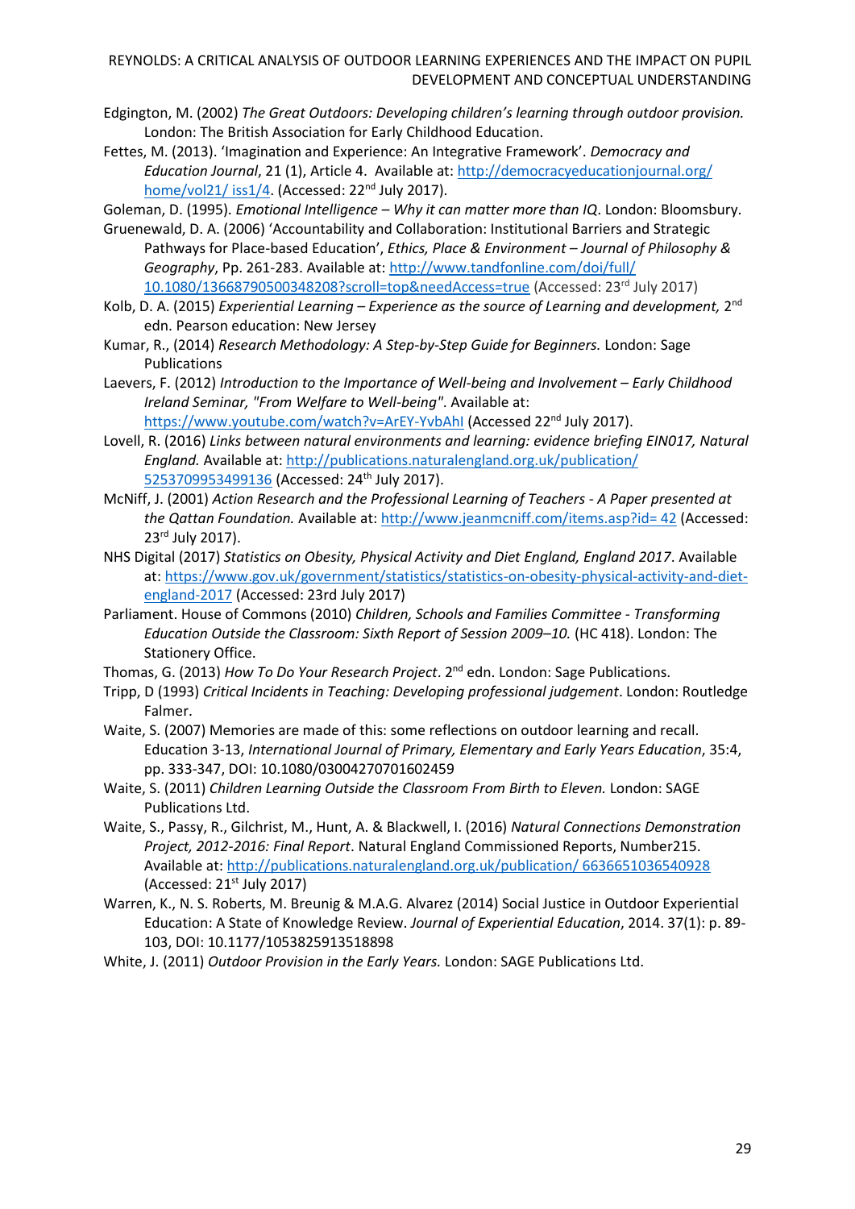Edgington, M. (2002) *The Great Outdoors: Developing children's learning through outdoor provision.* London: The British Association for Early Childhood Education.

Fettes, M. (2013). 'Imagination and Experience: An Integrative Framework'. *Democracy and Education Journal*, 21 (1), Article 4. Available at: http://democracyeducationjournal.org/home/vol21/ iss1/4. (Accessed: 22nd July 2017).

Goleman, D. (1995). *Emotional Intelligence – Why it can matter more than IQ*. London: Bloomsbury.

Gruenewald, D. A. (2006) 'Accountability and Collaboration: Institutional Barriers and Strategic Pathways for Place-based Education', *Ethics, Place & Environment – Journal of Philosophy & Geography*, Pp. 261-283. Available at: http://www.tandfonline.com/doi/full/ 10.1080/13668790500348208?scroll=top&needAccess=true (Accessed: 23rd July 2017)

Kolb, D. A. (2015) *Experiential Learning – Experience as the source of Learning and development,* 2nd edn. Pearson education: New Jersey

Kumar, R., (2014) *Research Methodology: A Step-by-Step Guide for Beginners.* London: Sage Publications

Laevers, F. (2012) *Introduction to the Importance of Well-being and Involvement – Early Childhood Ireland Seminar, "From Welfare to Well-being"*. Available at: https://www.youtube.com/watch?v=ArEY-YvbAhI (Accessed 22nd July 2017).

Lovell, R. (2016) *Links between natural environments and learning: evidence briefing EIN017, Natural England.* Available at: http://publications.naturalengland.org.uk/publication/ 5253709953499136 (Accessed: 24th July 2017).

McNiff, J. (2001) *Action Research and the Professional Learning of Teachers - A Paper presented at the Qattan Foundation.* Available at: http://www.jeanmcniff.com/items.asp?id= 42 (Accessed: 23rd July 2017).

NHS Digital (2017) *Statistics on Obesity, Physical Activity and Diet England, England 2017*. Available at: https://www.gov.uk/government/statistics/statistics-on-obesity-physical-activity-and-diet-england-2017 (Accessed: 23rd July 2017)

Parliament. House of Commons (2010) *Children, Schools and Families Committee - Transforming Education Outside the Classroom: Sixth Report of Session 2009–10.* (HC 418). London: The Stationery Office.

Thomas, G. (2013) *How To Do Your Research Project*. 2nd edn. London: Sage Publications.

Tripp, D (1993) *Critical Incidents in Teaching: Developing professional judgement*. London: Routledge Falmer.

Waite, S. (2007) Memories are made of this: some reflections on outdoor learning and recall. Education 3-13, *International Journal of Primary, Elementary and Early Years Education*, 35:4, pp. 333-347, DOI: 10.1080/03004270701602459

Waite, S. (2011) *Children Learning Outside the Classroom From Birth to Eleven.* London: SAGE Publications Ltd.

Waite, S., Passy, R., Gilchrist, M., Hunt, A. & Blackwell, I. (2016) *Natural Connections Demonstration Project, 2012-2016: Final Report*. Natural England Commissioned Reports, Number215. Available at: http://publications.naturalengland.org.uk/publication/ 6636651036540928 (Accessed: 21st July 2017)

Warren, K., N. S. Roberts, M. Breunig & M.A.G. Alvarez (2014) Social Justice in Outdoor Experiential Education: A State of Knowledge Review. *Journal of Experiential Education*, 2014. 37(1): p. 89-103, DOI: 10.1177/1053825913518898

White, J. (2011) *Outdoor Provision in the Early Years.* London: SAGE Publications Ltd.